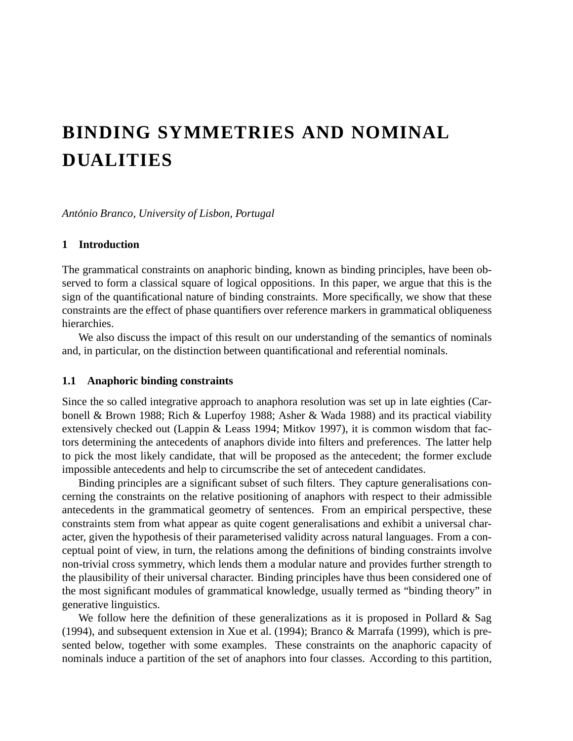# BINDING SYMMETRIES AND NOMINAL DUALITIES

*António Branco, University of Lisbon, Portugal*

## 1 Introduction

The grammatical constraints on anaphoric binding, known as binding principles, have been observed to form a classical square of logical oppositions. In this paper, we argue that this is the sign of the quantificational nature of binding constraints. More specifically, we show that these constraints are the effect of phase quantifiers over reference markers in grammatical obliqueness hierarchies.

We also discuss the impact of this result on our understanding of the semantics of nominals and, in particular, on the distinction between quantificational and referential nominals.

### 1.1 Anaphoric binding constraints

Since the so called integrative approach to anaphora resolution was set up in late eighties (Carbonell & Brown 1988; Rich & Luperfoy 1988; Asher & Wada 1988) and its practical viability extensively checked out (Lappin & Leass 1994; Mitkov 1997), it is common wisdom that factors determining the antecedents of anaphors divide into filters and preferences. The latter help to pick the most likely candidate, that will be proposed as the antecedent; the former exclude impossible antecedents and help to circumscribe the set of antecedent candidates.

Binding principles are a significant subset of such filters. They capture generalisations concerning the constraints on the relative positioning of anaphors with respect to their admissible antecedents in the grammatical geometry of sentences. From an empirical perspective, these constraints stem from what appear as quite cogent generalisations and exhibit a universal character, given the hypothesis of their parameterised validity across natural languages. From a conceptual point of view, in turn, the relations among the definitions of binding constraints involve non-trivial cross symmetry, which lends them a modular nature and provides further strength to the plausibility of their universal character. Binding principles have thus been considered one of the most significant modules of grammatical knowledge, usually termed as "binding theory" in generative linguistics.

We follow here the definition of these generalizations as it is proposed in Pollard & Sag (1994), and subsequent extension in Xue et al. (1994); Branco & Marrafa (1999), which is presented below, together with some examples. These constraints on the anaphoric capacity of nominals induce a partition of the set of anaphors into four classes. According to this partition,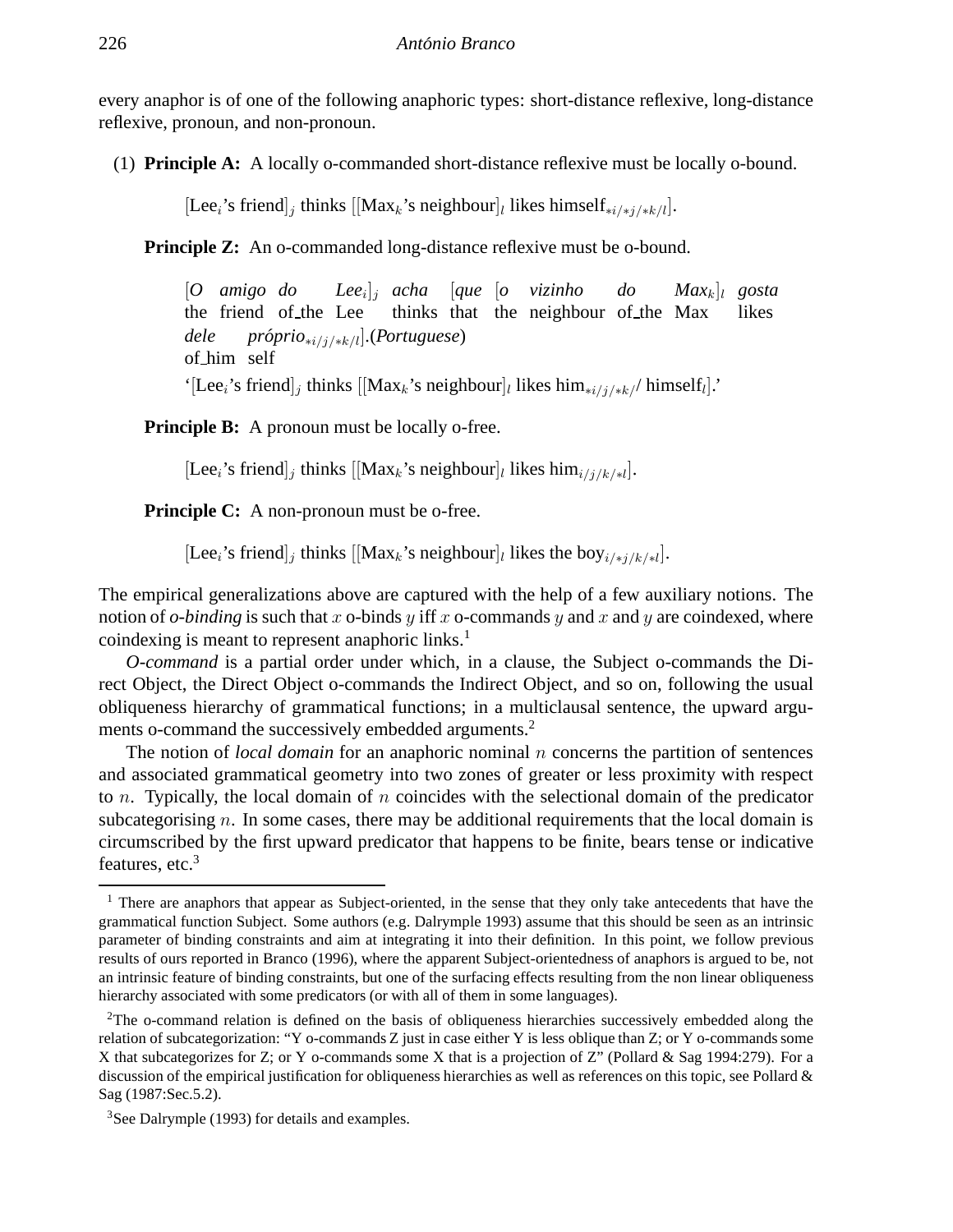every anaphor is of one of the following anaphoric types: short-distance reflexive, long-distance reflexive, pronoun, and non-pronoun.

(1) **Principle A:** A locally o-commanded short-distance reflexive must be locally o-bound.

[Lee$_i$'s friend]$_j$ thinks [[Max$_k$'s neighbour]$_l$ likes himself$_{*i/*j/*k/l}$].

**Principle Z:** An o-commanded long-distance reflexive must be o-bound.

[*O amigo do Lee$_i$*]$_j$ *acha* [*que* [*o vizinho do Max$_k$*]$_l$ *gosta*
the friend of_the Lee thinks that the neighbour of_the Max likes
*dele próprio$_{*i/j/*k/l}$*].(*Portuguese*)
of_him self
'[Lee$_i$'s friend]$_j$ thinks [[Max$_k$'s neighbour]$_l$ likes him$_{*i/j/*k/}$/ himself$_l$].'

**Principle B:** A pronoun must be locally o-free.

[Lee$_i$'s friend]$_j$ thinks [[Max$_k$'s neighbour]$_l$ likes him$_{i/j/k/*l}$].

**Principle C:** A non-pronoun must be o-free.

[Lee$_i$'s friend]$_j$ thinks [[Max$_k$'s neighbour]$_l$ likes the boy$_{i/*j/k/*l}$].

The empirical generalizations above are captured with the help of a few auxiliary notions. The notion of *o-binding* is such that $x$ o-binds $y$ iff $x$ o-commands $y$ and $x$ and $y$ are coindexed, where coindexing is meant to represent anaphoric links.[1]

*O-command* is a partial order under which, in a clause, the Subject o-commands the Direct Object, the Direct Object o-commands the Indirect Object, and so on, following the usual obliqueness hierarchy of grammatical functions; in a multiclausal sentence, the upward arguments o-command the successively embedded arguments.[2]

The notion of *local domain* for an anaphoric nominal $n$ concerns the partition of sentences and associated grammatical geometry into two zones of greater or less proximity with respect to $n$. Typically, the local domain of $n$ coincides with the selectional domain of the predicator subcategorising $n$. In some cases, there may be additional requirements that the local domain is circumscribed by the first upward predicator that happens to be finite, bears tense or indicative features, etc.[3]

---

[1] There are anaphors that appear as Subject-oriented, in the sense that they only take antecedents that have the grammatical function Subject. Some authors (e.g. Dalrymple 1993) assume that this should be seen as an intrinsic parameter of binding constraints and aim at integrating it into their definition. In this point, we follow previous results of ours reported in Branco (1996), where the apparent Subject-orientedness of anaphors is argued to be, not an intrinsic feature of binding constraints, but one of the surfacing effects resulting from the non linear obliqueness hierarchy associated with some predicators (or with all of them in some languages).

[2] The o-command relation is defined on the basis of obliqueness hierarchies successively embedded along the relation of subcategorization: "Y o-commands Z just in case either Y is less oblique than Z; or Y o-commands some X that subcategorizes for Z; or Y o-commands some X that is a projection of Z" (Pollard & Sag 1994:279). For a discussion of the empirical justification for obliqueness hierarchies as well as references on this topic, see Pollard & Sag (1987:Sec.5.2).

[3] See Dalrymple (1993) for details and examples.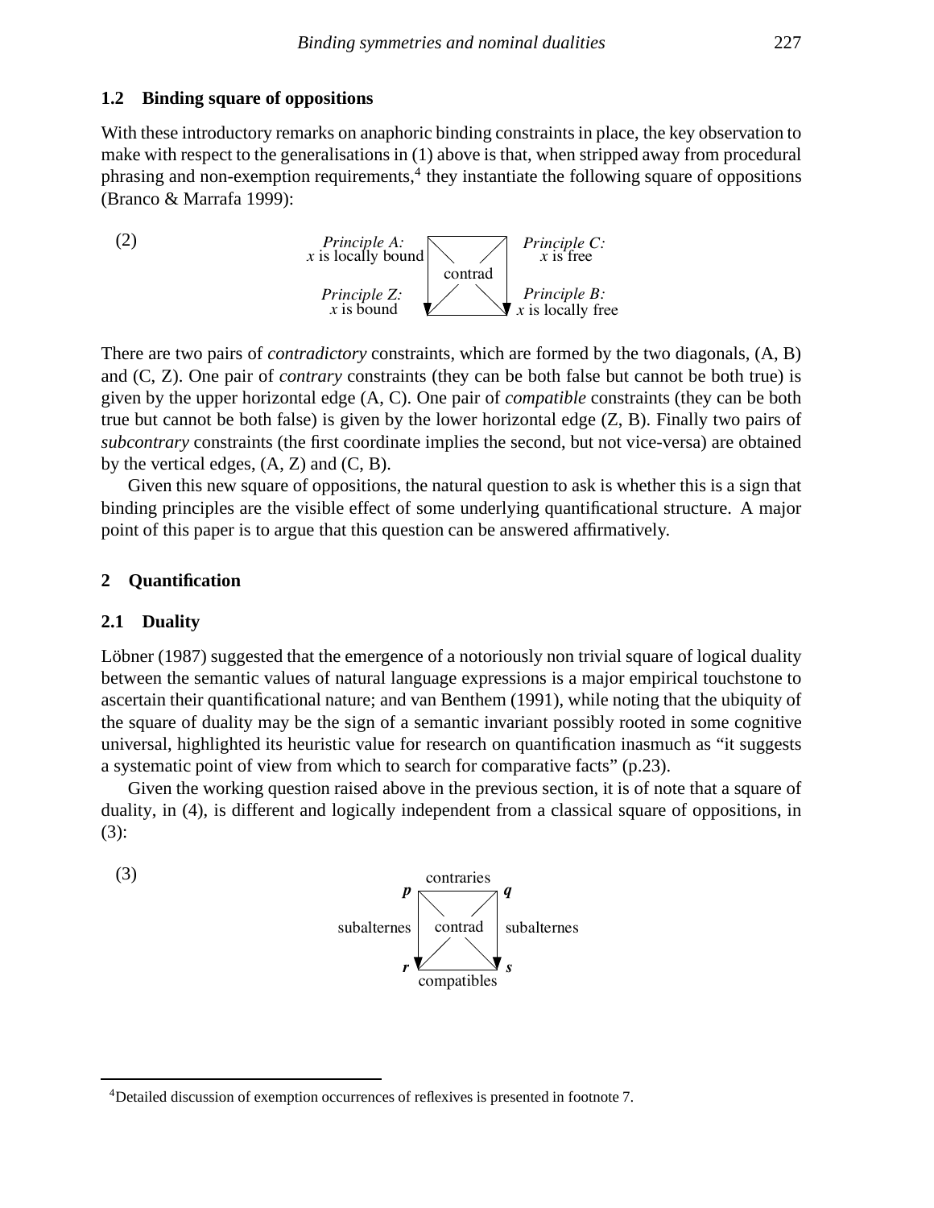### 1.2 Binding square of oppositions

With these introductory remarks on anaphoric binding constraints in place, the key observation to make with respect to the generalisations in (1) above is that, when stripped away from procedural phrasing and non-exemption requirements,[4] they instantiate the following square of oppositions (Branco & Marrafa 1999):

(2)

| *Principle A:* $x$ is locally bound | contrad | *Principle C:* $x$ is free |
|---|---|---|
| *Principle Z:* $x$ is bound | | *Principle B:* $x$ is locally free |

There are two pairs of *contradictory* constraints, which are formed by the two diagonals, (A, B) and (C, Z). One pair of *contrary* constraints (they can be both false but cannot be both true) is given by the upper horizontal edge (A, C). One pair of *compatible* constraints (they can be both true but cannot be both false) is given by the lower horizontal edge (Z, B). Finally two pairs of *subcontrary* constraints (the first coordinate implies the second, but not vice-versa) are obtained by the vertical edges, (A, Z) and (C, B).

Given this new square of oppositions, the natural question to ask is whether this is a sign that binding principles are the visible effect of some underlying quantificational structure. A major point of this paper is to argue that this question can be answered affirmatively.

## 2 Quantification

### 2.1 Duality

Löbner (1987) suggested that the emergence of a notoriously non trivial square of logical duality between the semantic values of natural language expressions is a major empirical touchstone to ascertain their quantificational nature; and van Benthem (1991), while noting that the ubiquity of the square of duality may be the sign of a semantic invariant possibly rooted in some cognitive universal, highlighted its heuristic value for research on quantification inasmuch as "it suggests a systematic point of view from which to search for comparative facts" (p.23).

Given the working question raised above in the previous section, it is of note that a square of duality, in (4), is different and logically independent from a classical square of oppositions, in (3):

(3)

| | contraries | |
|---|---|---|
| ***p*** | | ***q*** |
| subalternes | contrad | subalternes |
| ***r*** | | ***s*** |
| | compatibles | |

[4]Detailed discussion of exemption occurrences of reflexives is presented in footnote 7.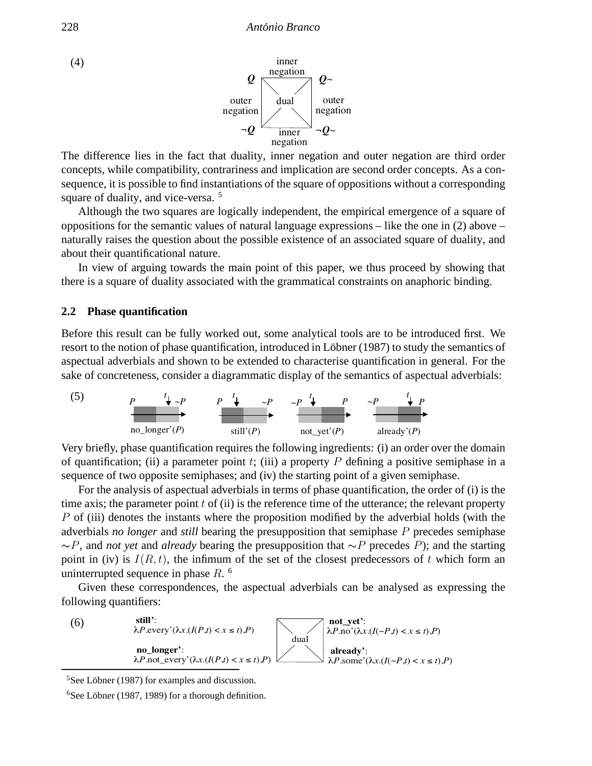(4)

| | inner negation | |
|---|---|---|
| $Q$ | | $Q\sim$ |
| outer negation | dual | outer negation |
| $\neg Q$ | | $\neg Q\sim$ |
| | inner negation | |

The difference lies in the fact that duality, inner negation and outer negation are third order concepts, while compatibility, contrariness and implication are second order concepts. As a consequence, it is possible to find instantiations of the square of oppositions without a corresponding square of duality, and vice-versa. [5]

Although the two squares are logically independent, the empirical emergence of a square of oppositions for the semantic values of natural language expressions – like the one in (2) above – naturally raises the question about the possible existence of an associated square of duality, and about their quantificational nature.

In view of arguing towards the main point of this paper, we thus proceed by showing that there is a square of duality associated with the grammatical constraints on anaphoric binding.

### 2.2 Phase quantification

Before this result can be fully worked out, some analytical tools are to be introduced first. We resort to the notion of phase quantification, introduced in Löbner (1987) to study the semantics of aspectual adverbials and shown to be extended to characterise quantification in general. For the sake of concreteness, consider a diagrammatic display of the semantics of aspectual adverbials:

(5)

| $P$ $t$ $\sim P$ | $P$ $t$ $\sim P$ | $\sim P$ $t$ $P$ | $\sim P$ $t$ $P$ |
|---|---|---|---|
| no_longer'($P$) | still'($P$) | not_yet'($P$) | already'($P$) |

Very briefly, phase quantification requires the following ingredients: (i) an order over the domain of quantification; (ii) a parameter point $t$; (iii) a property $P$ defining a positive semiphase in a sequence of two opposite semiphases; and (iv) the starting point of a given semiphase.

For the analysis of aspectual adverbials in terms of phase quantification, the order of (i) is the time axis; the parameter point $t$ of (ii) is the reference time of the utterance; the relevant property $P$ of (iii) denotes the instants where the proposition modified by the adverbial holds (with the adverbials *no longer* and *still* bearing the presupposition that semiphase $P$ precedes semiphase $\sim P$, and *not yet* and *already* bearing the presupposition that $\sim P$ precedes $P$); and the starting point in (iv) is $I(R, t)$, the infimum of the set of the closest predecessors of $t$ which form an uninterrupted sequence in phase $R$. [6]

Given these correspondences, the aspectual adverbials can be analysed as expressing the following quantifiers:

(6)

| | | |
|---|---|---|
| **still'**: $\lambda P.\text{every'}(\lambda x.(I(P,t) < x \leq t), P)$ | | **not_yet'**: $\lambda P.\text{no'}(\lambda x.(I(\sim P,t) < x \leq t), P)$ |
| | dual | |
| **no_longer'**: $\lambda P.\text{not\_every'}(\lambda x.(I(P,t) < x \leq t), P)$ | | **already'**: $\lambda P.\text{some'}(\lambda x.(I(\sim P,t) < x \leq t), P)$ |

[5] See Löbner (1987) for examples and discussion.

[6] See Löbner (1987, 1989) for a thorough definition.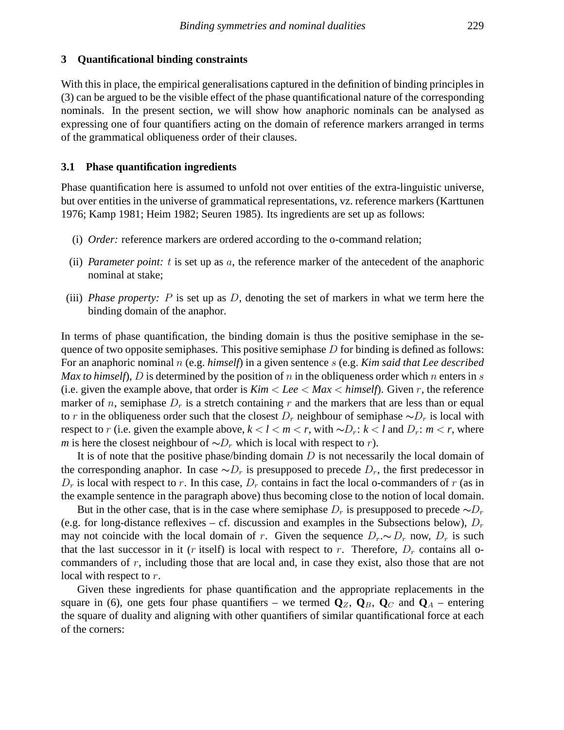## 3 Quantificational binding constraints

With this in place, the empirical generalisations captured in the definition of binding principles in (3) can be argued to be the visible effect of the phase quantificational nature of the corresponding nominals. In the present section, we will show how anaphoric nominals can be analysed as expressing one of four quantifiers acting on the domain of reference markers arranged in terms of the grammatical obliqueness order of their clauses.

### 3.1 Phase quantification ingredients

Phase quantification here is assumed to unfold not over entities of the extra-linguistic universe, but over entities in the universe of grammatical representations, vz. reference markers (Karttunen 1976; Kamp 1981; Heim 1982; Seuren 1985). Its ingredients are set up as follows:

(i) *Order:* reference markers are ordered according to the o-command relation;

(ii) *Parameter point:* $t$ is set up as $a$, the reference marker of the antecedent of the anaphoric nominal at stake;

(iii) *Phase property:* $P$ is set up as $D$, denoting the set of markers in what we term here the binding domain of the anaphor.

In terms of phase quantification, the binding domain is thus the positive semiphase in the sequence of two opposite semiphases. This positive semiphase $D$ for binding is defined as follows: For an anaphoric nominal $n$ (e.g. ***himself***) in a given sentence $s$ (e.g. ***Kim said that Lee described Max to himself***), $D$ is determined by the position of $n$ in the obliqueness order which $n$ enters in $s$ (i.e. given the example above, that order is ***Kim*** $<$ ***Lee*** $<$ ***Max*** $<$ ***himself***). Given $r$, the reference marker of $n$, semiphase $D_r$ is a stretch containing $r$ and the markers that are less than or equal to $r$ in the obliqueness order such that the closest $D_r$ neighbour of semiphase $\sim D_r$ is local with respect to $r$ (i.e. given the example above, ***k*** $<$ ***l*** $<$ ***m*** $<$ ***r***, with $\sim D_r$: ***k*** $<$ ***l*** and $D_r$: ***m*** $<$ ***r***, where ***m*** is here the closest neighbour of $\sim D_r$ which is local with respect to $r$).

It is of note that the positive phase/binding domain $D$ is not necessarily the local domain of the corresponding anaphor. In case $\sim D_r$ is presupposed to precede $D_r$, the first predecessor in $D_r$ is local with respect to $r$. In this case, $D_r$ contains in fact the local o-commanders of $r$ (as in the example sentence in the paragraph above) thus becoming close to the notion of local domain.

But in the other case, that is in the case where semiphase $D_r$ is presupposed to precede $\sim D_r$ (e.g. for long-distance reflexives – cf. discussion and examples in the Subsections below), $D_r$ may not coincide with the local domain of $r$. Given the sequence $D_r.\!\sim D_r$ now, $D_r$ is such that the last successor in it ($r$ itself) is local with respect to $r$. Therefore, $D_r$ contains all o-commanders of $r$, including those that are local and, in case they exist, also those that are not local with respect to $r$.

Given these ingredients for phase quantification and the appropriate replacements in the square in (6), one gets four phase quantifiers – we termed $\mathbf{Q}_Z$, $\mathbf{Q}_B$, $\mathbf{Q}_C$ and $\mathbf{Q}_A$ – entering the square of duality and aligning with other quantifiers of similar quantificational force at each of the corners: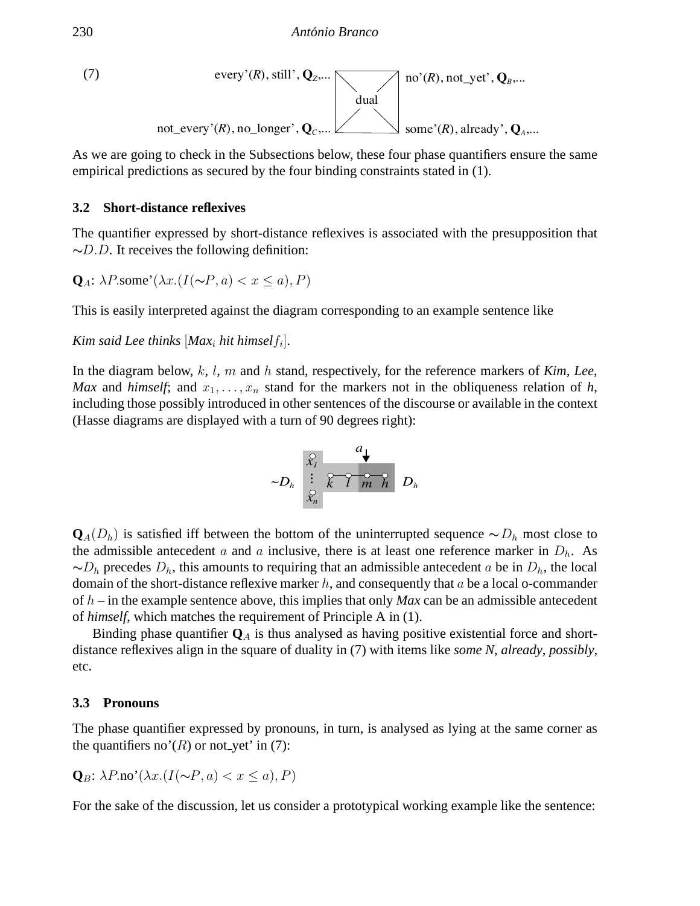(7) every'($R$), still', $\mathbf{Q}_Z$,... | dual | no'($R$), not_yet', $\mathbf{Q}_B$,...

not_every'($R$), no_longer', $\mathbf{Q}_C$,... | | some'($R$), already', $\mathbf{Q}_A$,...

As we are going to check in the Subsections below, these four phase quantifiers ensure the same empirical predictions as secured by the four binding constraints stated in (1).

### 3.2 Short-distance reflexives

The quantifier expressed by short-distance reflexives is associated with the presupposition that $\sim D.D$. It receives the following definition:

$\mathbf{Q}_A$: $\lambda P.$some'$(\lambda x.(I(\sim P, a) < x \leq a), P)$

This is easily interpreted against the diagram corresponding to an example sentence like

*Kim said Lee thinks* [*Max*$_i$ *hit himself*$_i$].

In the diagram below, $k$, $l$, $m$ and $h$ stand, respectively, for the reference markers of ***Kim***, ***Lee***, ***Max*** and ***himself***; and $x_1, \ldots, x_n$ stand for the markers not in the obliqueness relation of ***h***, including those possibly introduced in other sentences of the discourse or available in the context (Hasse diagrams are displayed with a turn of 90 degrees right):

$$\sim D_h \quad [x_1 \ldots x_n] \quad k \; l \; \overset{a \downarrow}{m} \; h \quad D_h$$

$\mathbf{Q}_A(D_h)$ is satisfied iff between the bottom of the uninterrupted sequence $\sim D_h$ most close to the admissible antecedent $a$ and $a$ inclusive, there is at least one reference marker in $D_h$. As $\sim D_h$ precedes $D_h$, this amounts to requiring that an admissible antecedent $a$ be in $D_h$, the local domain of the short-distance reflexive marker $h$, and consequently that $a$ be a local o-commander of $h$ – in the example sentence above, this implies that only ***Max*** can be an admissible antecedent of ***himself***, which matches the requirement of Principle A in (1).

Binding phase quantifier $\mathbf{Q}_A$ is thus analysed as having positive existential force and short-distance reflexives align in the square of duality in (7) with items like *some N*, *already*, *possibly*, etc.

### 3.3 Pronouns

The phase quantifier expressed by pronouns, in turn, is analysed as lying at the same corner as the quantifiers no'($R$) or not_yet' in (7):

$\mathbf{Q}_B$: $\lambda P.$no'$(\lambda x.(I(\sim P, a) < x \leq a), P)$

For the sake of the discussion, let us consider a prototypical working example like the sentence: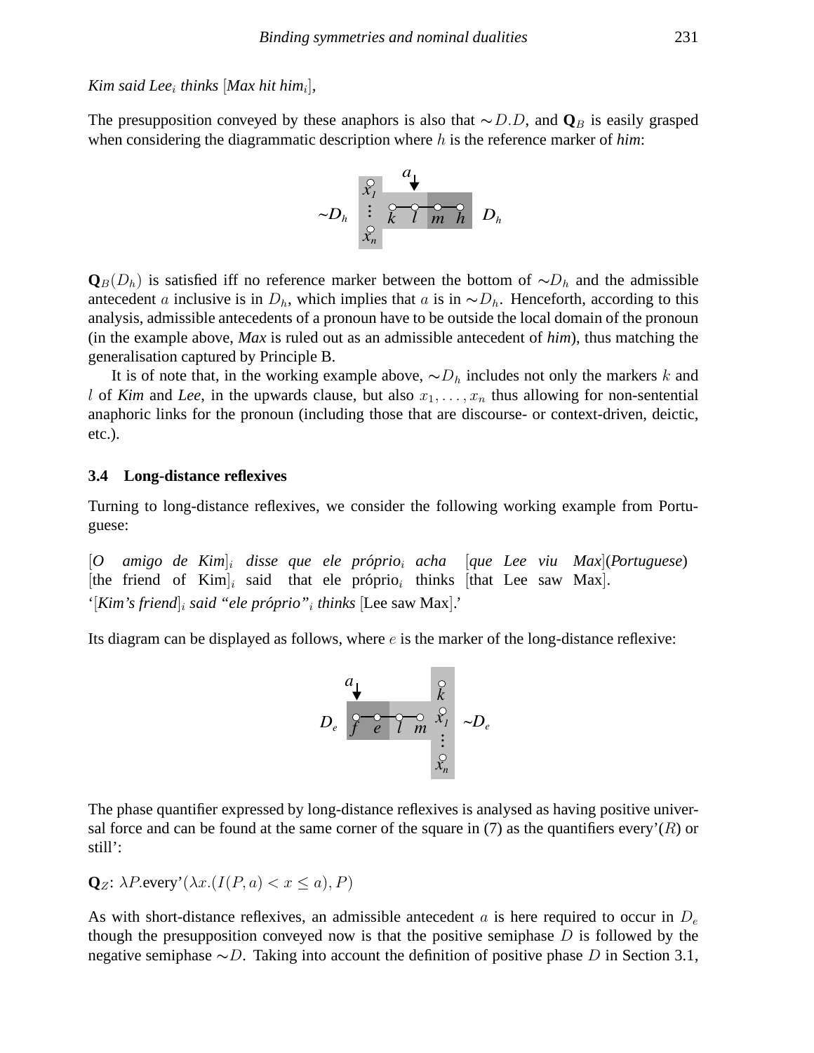*Kim said Lee$_i$ thinks* [*Max hit him$_i$*],

The presupposition conveyed by these anaphors is also that $\sim D.D$, and $\mathbf{Q}_B$ is easily grasped when considering the diagrammatic description where $h$ is the reference marker of *him*:

$\mathbf{Q}_B(D_h)$ is satisfied iff no reference marker between the bottom of $\sim D_h$ and the admissible antecedent $a$ inclusive is in $D_h$, which implies that $a$ is in $\sim D_h$. Henceforth, according to this analysis, admissible antecedents of a pronoun have to be outside the local domain of the pronoun (in the example above, *Max* is ruled out as an admissible antecedent of *him*), thus matching the generalisation captured by Principle B.

It is of note that, in the working example above, $\sim D_h$ includes not only the markers $k$ and $l$ of *Kim* and *Lee*, in the upwards clause, but also $x_1, \ldots, x_n$ thus allowing for non-sentential anaphoric links for the pronoun (including those that are discourse- or context-driven, deictic, etc.).

### 3.4 Long-distance reflexives

Turning to long-distance reflexives, we consider the following working example from Portuguese:

[*O amigo de Kim*]$_i$ *disse que ele próprio$_i$ acha* [*que Lee viu Max*](*Portuguese*)
[the friend of Kim]$_i$ said that ele próprio$_i$ thinks [that Lee saw Max].
'[*Kim's friend*]$_i$ *said "ele próprio"$_i$ thinks* [Lee saw Max].'

Its diagram can be displayed as follows, where $e$ is the marker of the long-distance reflexive:

The phase quantifier expressed by long-distance reflexives is analysed as having positive universal force and can be found at the same corner of the square in (7) as the quantifiers every'($R$) or still':

$\mathbf{Q}_Z$: $\lambda P.\text{every'}(\lambda x.(I(P,a) < x \leq a), P)$

As with short-distance reflexives, an admissible antecedent $a$ is here required to occur in $D_e$ though the presupposition conveyed now is that the positive semiphase $D$ is followed by the negative semiphase $\sim D$. Taking into account the definition of positive phase $D$ in Section 3.1,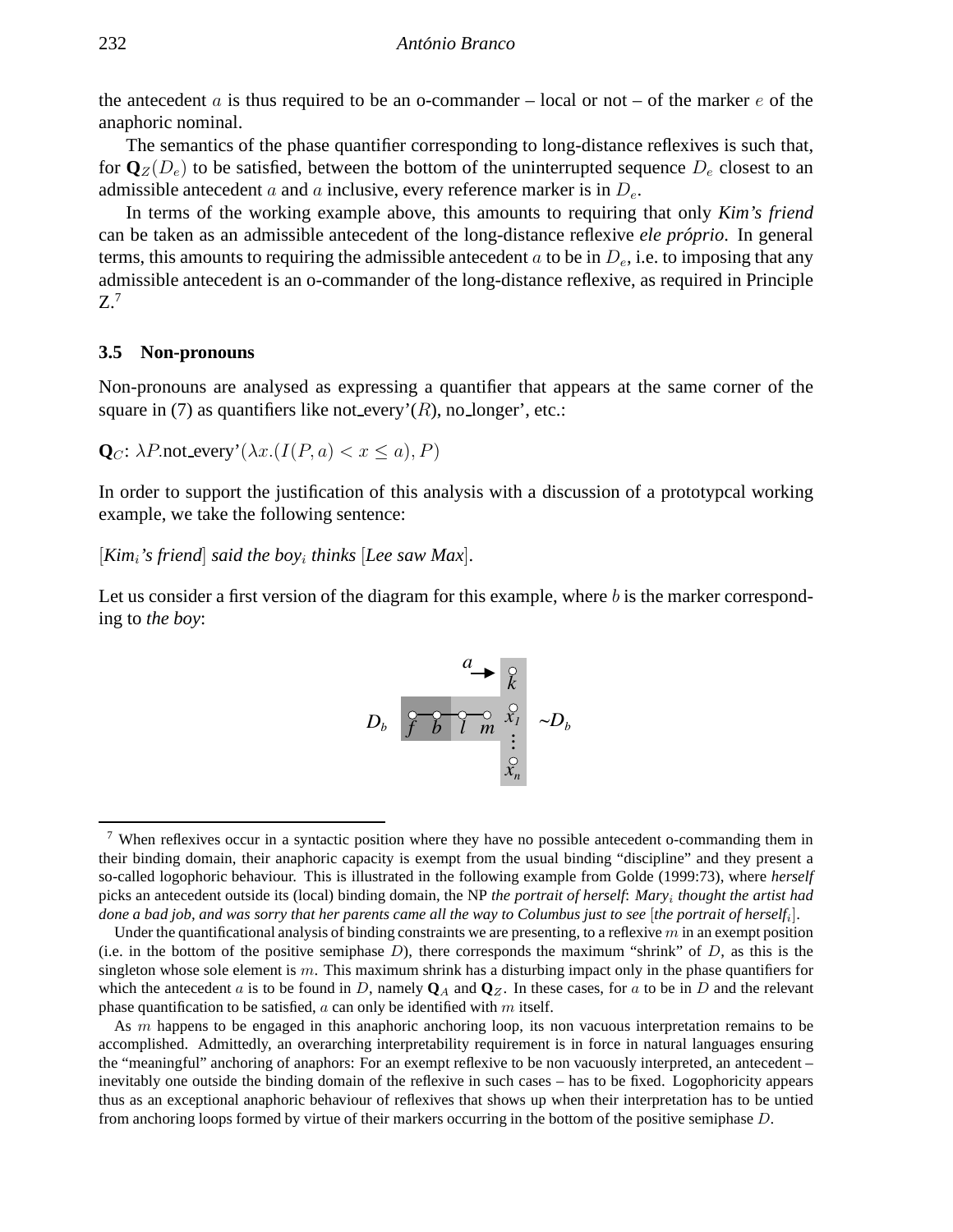the antecedent $a$ is thus required to be an o-commander – local or not – of the marker $e$ of the anaphoric nominal.

The semantics of the phase quantifier corresponding to long-distance reflexives is such that, for $\mathbf{Q}_Z(D_e)$ to be satisfied, between the bottom of the uninterrupted sequence $D_e$ closest to an admissible antecedent $a$ and $a$ inclusive, every reference marker is in $D_e$.

In terms of the working example above, this amounts to requiring that only *Kim's friend* can be taken as an admissible antecedent of the long-distance reflexive *ele próprio*. In general terms, this amounts to requiring the admissible antecedent $a$ to be in $D_e$, i.e. to imposing that any admissible antecedent is an o-commander of the long-distance reflexive, as required in Principle Z.[7]

### 3.5 Non-pronouns

Non-pronouns are analysed as expressing a quantifier that appears at the same corner of the square in (7) as quantifiers like not_every'($R$), no_longer', etc.:

$\mathbf{Q}_C$: $\lambda P.$not_every'$(\lambda x.(I(P,a) < x \leq a), P)$

In order to support the justification of this analysis with a discussion of a prototypcal working example, we take the following sentence:

[*Kim$_i$'s friend*] *said the boy$_i$ thinks* [*Lee saw Max*].

Let us consider a first version of the diagram for this example, where $b$ is the marker corresponding to *the boy*:

---

[7] When reflexives occur in a syntactic position where they have no possible antecedent o-commanding them in their binding domain, their anaphoric capacity is exempt from the usual binding "discipline" and they present a so-called logophoric behaviour. This is illustrated in the following example from Golde (1999:73), where *herself* picks an antecedent outside its (local) binding domain, the NP *the portrait of herself*: *Mary$_i$ thought the artist had done a bad job, and was sorry that her parents came all the way to Columbus just to see* [*the portrait of herself$_i$*].

Under the quantificational analysis of binding constraints we are presenting, to a reflexive $m$ in an exempt position (i.e. in the bottom of the positive semiphase $D$), there corresponds the maximum "shrink" of $D$, as this is the singleton whose sole element is $m$. This maximum shrink has a disturbing impact only in the phase quantifiers for which the antecedent $a$ is to be found in $D$, namely $\mathbf{Q}_A$ and $\mathbf{Q}_Z$. In these cases, for $a$ to be in $D$ and the relevant phase quantification to be satisfied, $a$ can only be identified with $m$ itself.

As $m$ happens to be engaged in this anaphoric anchoring loop, its non vacuous interpretation remains to be accomplished. Admittedly, an overarching interpretability requirement is in force in natural languages ensuring the "meaningful" anchoring of anaphors: For an exempt reflexive to be non vacuously interpreted, an antecedent – inevitably one outside the binding domain of the reflexive in such cases – has to be fixed. Logophoricity appears thus as an exceptional anaphoric behaviour of reflexives that shows up when their interpretation has to be untied from anchoring loops formed by virtue of their markers occurring in the bottom of the positive semiphase $D$.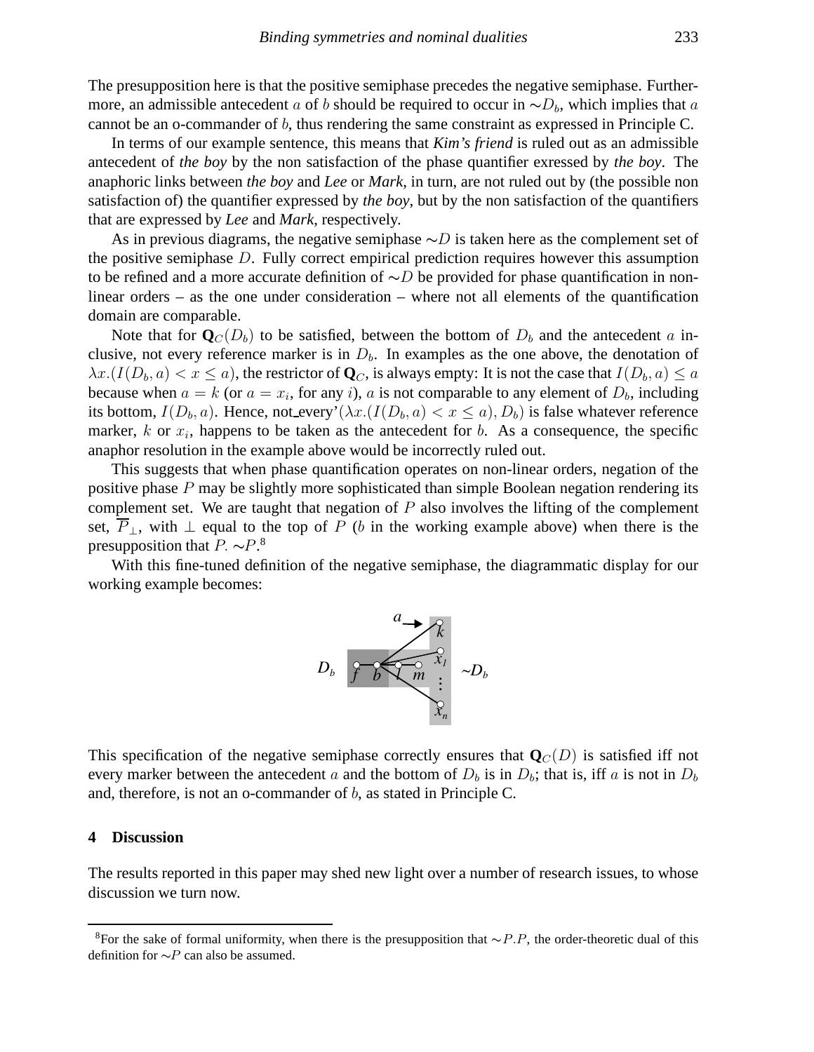The presupposition here is that the positive semiphase precedes the negative semiphase. Furthermore, an admissible antecedent $a$ of $b$ should be required to occur in $\sim D_b$, which implies that $a$ cannot be an o-commander of $b$, thus rendering the same constraint as expressed in Principle C.

In terms of our example sentence, this means that *Kim's friend* is ruled out as an admissible antecedent of *the boy* by the non satisfaction of the phase quantifier exressed by *the boy*. The anaphoric links between *the boy* and *Lee* or *Mark*, in turn, are not ruled out by (the possible non satisfaction of) the quantifier expressed by *the boy*, but by the non satisfaction of the quantifiers that are expressed by *Lee* and *Mark*, respectively.

As in previous diagrams, the negative semiphase $\sim D$ is taken here as the complement set of the positive semiphase $D$. Fully correct empirical prediction requires however this assumption to be refined and a more accurate definition of $\sim D$ be provided for phase quantification in non-linear orders – as the one under consideration – where not all elements of the quantification domain are comparable.

Note that for $\mathbf{Q}_C(D_b)$ to be satisfied, between the bottom of $D_b$ and the antecedent $a$ inclusive, not every reference marker is in $D_b$. In examples as the one above, the denotation of $\lambda x.(I(D_b, a) < x \leq a)$, the restrictor of $\mathbf{Q}_C$, is always empty: It is not the case that $I(D_b, a) \leq a$ because when $a = k$ (or $a = x_i$, for any $i$), $a$ is not comparable to any element of $D_b$, including its bottom, $I(D_b, a)$. Hence, not_every'$(\lambda x.(I(D_b, a) < x \leq a), D_b)$ is false whatever reference marker, $k$ or $x_i$, happens to be taken as the antecedent for $b$. As a consequence, the specific anaphor resolution in the example above would be incorrectly ruled out.

This suggests that when phase quantification operates on non-linear orders, negation of the positive phase $P$ may be slightly more sophisticated than simple Boolean negation rendering its complement set. We are taught that negation of $P$ also involves the lifting of the complement set, $\overline{P}_\perp$, with $\perp$ equal to the top of $P$ ($b$ in the working example above) when there is the presupposition that $P.\sim P$.[8]

With this fine-tuned definition of the negative semiphase, the diagrammatic display for our working example becomes:

This specification of the negative semiphase correctly ensures that $\mathbf{Q}_C(D)$ is satisfied iff not every marker between the antecedent $a$ and the bottom of $D_b$ is in $D_b$; that is, iff $a$ is not in $D_b$ and, therefore, is not an o-commander of $b$, as stated in Principle C.

## 4 Discussion

The results reported in this paper may shed new light over a number of research issues, to whose discussion we turn now.

[8] For the sake of formal uniformity, when there is the presupposition that $\sim P.P$, the order-theoretic dual of this definition for $\sim P$ can also be assumed.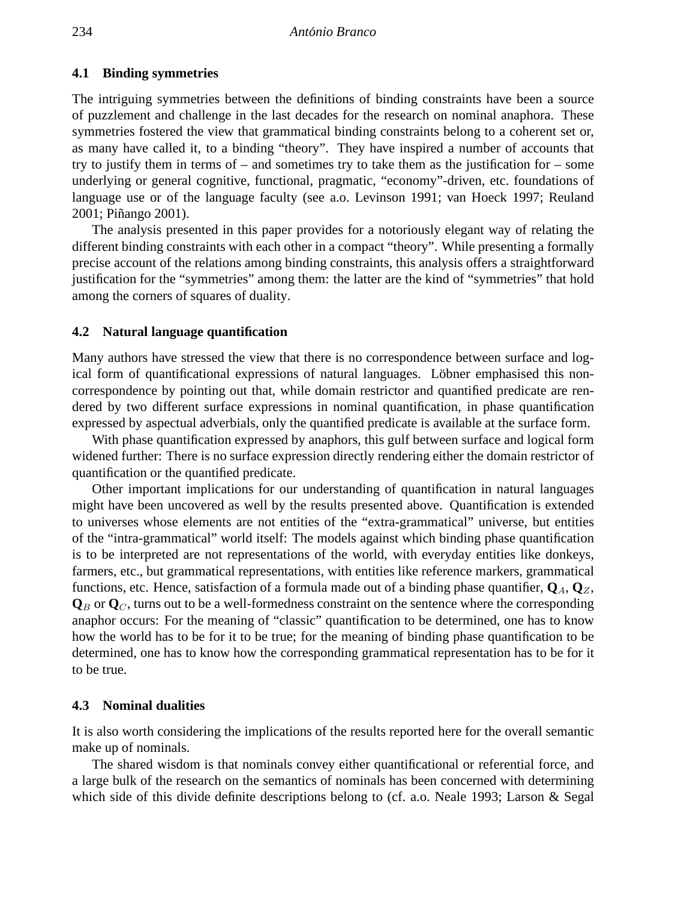### 4.1 Binding symmetries

The intriguing symmetries between the definitions of binding constraints have been a source of puzzlement and challenge in the last decades for the research on nominal anaphora. These symmetries fostered the view that grammatical binding constraints belong to a coherent set or, as many have called it, to a binding "theory". They have inspired a number of accounts that try to justify them in terms of – and sometimes try to take them as the justification for – some underlying or general cognitive, functional, pragmatic, "economy"-driven, etc. foundations of language use or of the language faculty (see a.o. Levinson 1991; van Hoeck 1997; Reuland 2001; Piñango 2001).

The analysis presented in this paper provides for a notoriously elegant way of relating the different binding constraints with each other in a compact "theory". While presenting a formally precise account of the relations among binding constraints, this analysis offers a straightforward justification for the "symmetries" among them: the latter are the kind of "symmetries" that hold among the corners of squares of duality.

### 4.2 Natural language quantification

Many authors have stressed the view that there is no correspondence between surface and logical form of quantificational expressions of natural languages. Löbner emphasised this non-correspondence by pointing out that, while domain restrictor and quantified predicate are rendered by two different surface expressions in nominal quantification, in phase quantification expressed by aspectual adverbials, only the quantified predicate is available at the surface form.

With phase quantification expressed by anaphors, this gulf between surface and logical form widened further: There is no surface expression directly rendering either the domain restrictor of quantification or the quantified predicate.

Other important implications for our understanding of quantification in natural languages might have been uncovered as well by the results presented above. Quantification is extended to universes whose elements are not entities of the "extra-grammatical" universe, but entities of the "intra-grammatical" world itself: The models against which binding phase quantification is to be interpreted are not representations of the world, with everyday entities like donkeys, farmers, etc., but grammatical representations, with entities like reference markers, grammatical functions, etc. Hence, satisfaction of a formula made out of a binding phase quantifier, $\mathbf{Q}_A$, $\mathbf{Q}_Z$, $\mathbf{Q}_B$ or $\mathbf{Q}_C$, turns out to be a well-formedness constraint on the sentence where the corresponding anaphor occurs: For the meaning of "classic" quantification to be determined, one has to know how the world has to be for it to be true; for the meaning of binding phase quantification to be determined, one has to know how the corresponding grammatical representation has to be for it to be true.

### 4.3 Nominal dualities

It is also worth considering the implications of the results reported here for the overall semantic make up of nominals.

The shared wisdom is that nominals convey either quantificational or referential force, and a large bulk of the research on the semantics of nominals has been concerned with determining which side of this divide definite descriptions belong to (cf. a.o. Neale 1993; Larson & Segal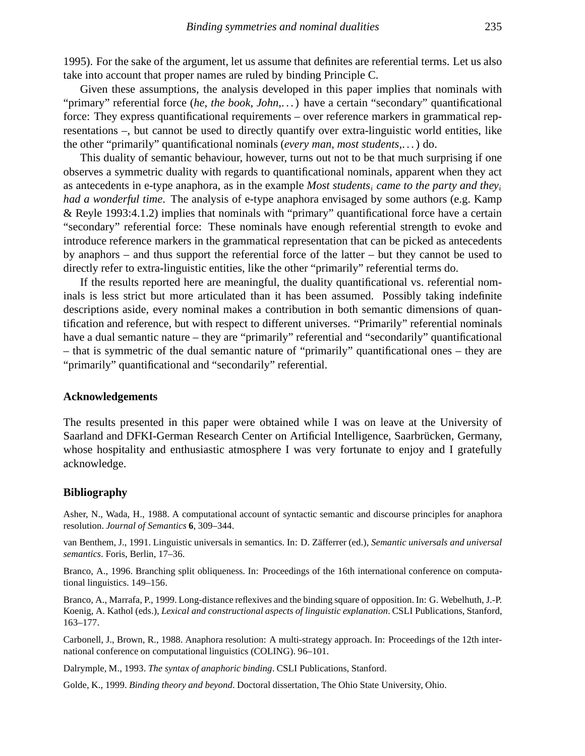1995). For the sake of the argument, let us assume that definites are referential terms. Let us also take into account that proper names are ruled by binding Principle C.

Given these assumptions, the analysis developed in this paper implies that nominals with "primary" referential force (*he*, *the book*, *John*,...) have a certain "secondary" quantificational force: They express quantificational requirements – over reference markers in grammatical representations –, but cannot be used to directly quantify over extra-linguistic world entities, like the other "primarily" quantificational nominals (*every man*, *most students*,...) do.

This duality of semantic behaviour, however, turns out not to be that much surprising if one observes a symmetric duality with regards to quantificational nominals, apparent when they act as antecedents in e-type anaphora, as in the example *Most students*$_i$ *came to the party and they*$_i$ *had a wonderful time*. The analysis of e-type anaphora envisaged by some authors (e.g. Kamp & Reyle 1993:4.1.2) implies that nominals with "primary" quantificational force have a certain "secondary" referential force: These nominals have enough referential strength to evoke and introduce reference markers in the grammatical representation that can be picked as antecedents by anaphors – and thus support the referential force of the latter – but they cannot be used to directly refer to extra-linguistic entities, like the other "primarily" referential terms do.

If the results reported here are meaningful, the duality quantificational vs. referential nominals is less strict but more articulated than it has been assumed. Possibly taking indefinite descriptions aside, every nominal makes a contribution in both semantic dimensions of quantification and reference, but with respect to different universes. "Primarily" referential nominals have a dual semantic nature – they are "primarily" referential and "secondarily" quantificational – that is symmetric of the dual semantic nature of "primarily" quantificational ones – they are "primarily" quantificational and "secondarily" referential.

## Acknowledgements

The results presented in this paper were obtained while I was on leave at the University of Saarland and DFKI-German Research Center on Artificial Intelligence, Saarbrücken, Germany, whose hospitality and enthusiastic atmosphere I was very fortunate to enjoy and I gratefully acknowledge.

## Bibliography

Asher, N., Wada, H., 1988. A computational account of syntactic semantic and discourse principles for anaphora resolution. *Journal of Semantics* **6**, 309–344.

van Benthem, J., 1991. Linguistic universals in semantics. In: D. Zäfferer (ed.), *Semantic universals and universal semantics*. Foris, Berlin, 17–36.

Branco, A., 1996. Branching split obliqueness. In: Proceedings of the 16th international conference on computational linguistics. 149–156.

Branco, A., Marrafa, P., 1999. Long-distance reflexives and the binding square of opposition. In: G. Webelhuth, J.-P. Koenig, A. Kathol (eds.), *Lexical and constructional aspects of linguistic explanation*. CSLI Publications, Stanford, 163–177.

Carbonell, J., Brown, R., 1988. Anaphora resolution: A multi-strategy approach. In: Proceedings of the 12th international conference on computational linguistics (COLING). 96–101.

Dalrymple, M., 1993. *The syntax of anaphoric binding*. CSLI Publications, Stanford.

Golde, K., 1999. *Binding theory and beyond*. Doctoral dissertation, The Ohio State University, Ohio.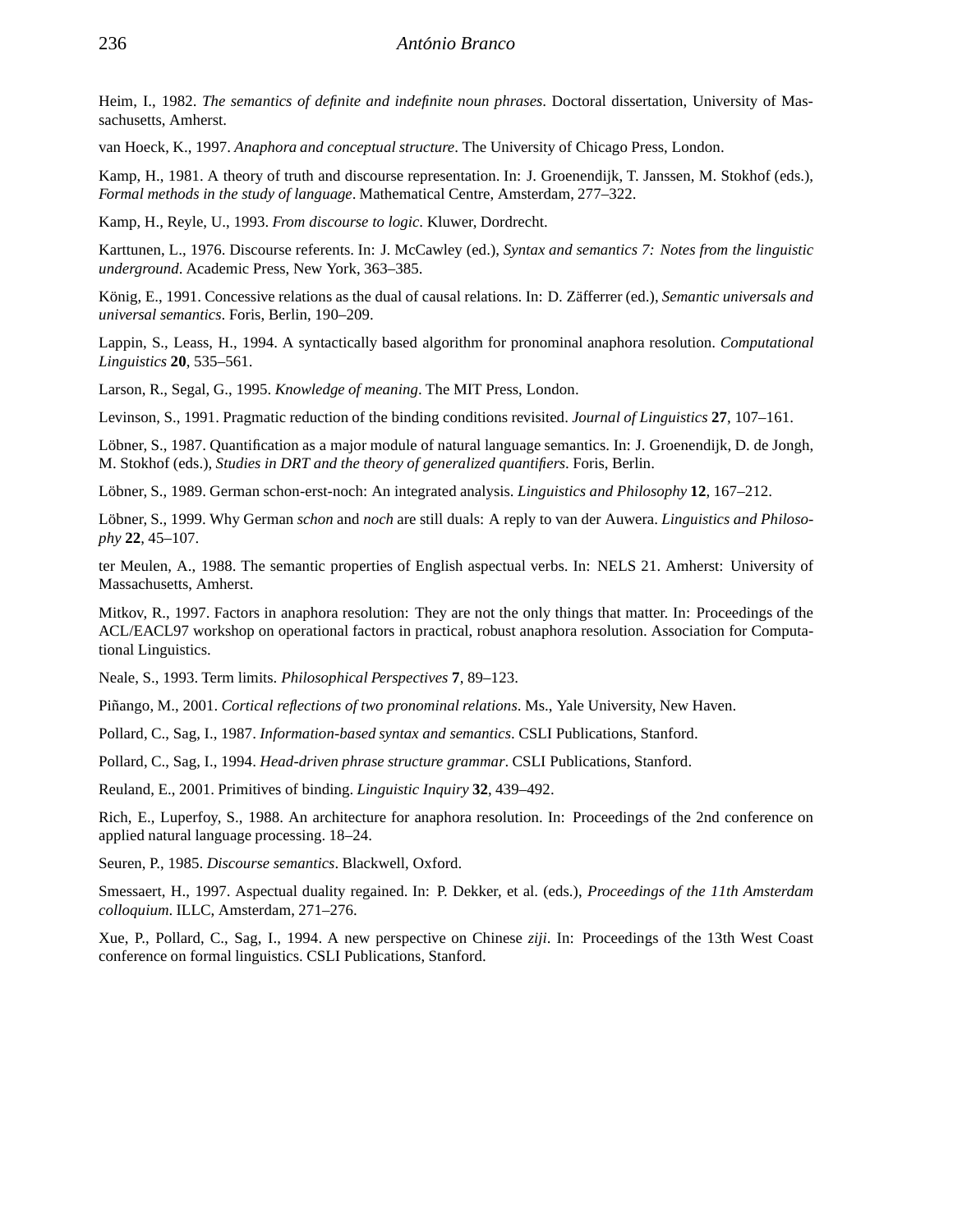Heim, I., 1982. *The semantics of definite and indefinite noun phrases*. Doctoral dissertation, University of Massachusetts, Amherst.

van Hoeck, K., 1997. *Anaphora and conceptual structure*. The University of Chicago Press, London.

Kamp, H., 1981. A theory of truth and discourse representation. In: J. Groenendijk, T. Janssen, M. Stokhof (eds.), *Formal methods in the study of language*. Mathematical Centre, Amsterdam, 277–322.

Kamp, H., Reyle, U., 1993. *From discourse to logic*. Kluwer, Dordrecht.

Karttunen, L., 1976. Discourse referents. In: J. McCawley (ed.), *Syntax and semantics 7: Notes from the linguistic underground*. Academic Press, New York, 363–385.

König, E., 1991. Concessive relations as the dual of causal relations. In: D. Zäfferer (ed.), *Semantic universals and universal semantics*. Foris, Berlin, 190–209.

Lappin, S., Leass, H., 1994. A syntactically based algorithm for pronominal anaphora resolution. *Computational Linguistics* **20**, 535–561.

Larson, R., Segal, G., 1995. *Knowledge of meaning*. The MIT Press, London.

Levinson, S., 1991. Pragmatic reduction of the binding conditions revisited. *Journal of Linguistics* **27**, 107–161.

Löbner, S., 1987. Quantification as a major module of natural language semantics. In: J. Groenendijk, D. de Jongh, M. Stokhof (eds.), *Studies in DRT and the theory of generalized quantifiers*. Foris, Berlin.

Löbner, S., 1989. German schon-erst-noch: An integrated analysis. *Linguistics and Philosophy* **12**, 167–212.

Löbner, S., 1999. Why German *schon* and *noch* are still duals: A reply to van der Auwera. *Linguistics and Philosophy* **22**, 45–107.

ter Meulen, A., 1988. The semantic properties of English aspectual verbs. In: NELS 21. Amherst: University of Massachusetts, Amherst.

Mitkov, R., 1997. Factors in anaphora resolution: They are not the only things that matter. In: Proceedings of the ACL/EACL97 workshop on operational factors in practical, robust anaphora resolution. Association for Computational Linguistics.

Neale, S., 1993. Term limits. *Philosophical Perspectives* **7**, 89–123.

Piñango, M., 2001. *Cortical reflections of two pronominal relations*. Ms., Yale University, New Haven.

Pollard, C., Sag, I., 1987. *Information-based syntax and semantics*. CSLI Publications, Stanford.

Pollard, C., Sag, I., 1994. *Head-driven phrase structure grammar*. CSLI Publications, Stanford.

Reuland, E., 2001. Primitives of binding. *Linguistic Inquiry* **32**, 439–492.

Rich, E., Luperfoy, S., 1988. An architecture for anaphora resolution. In: Proceedings of the 2nd conference on applied natural language processing. 18–24.

Seuren, P., 1985. *Discourse semantics*. Blackwell, Oxford.

Smessaert, H., 1997. Aspectual duality regained. In: P. Dekker, et al. (eds.), *Proceedings of the 11th Amsterdam colloquium*. ILLC, Amsterdam, 271–276.

Xue, P., Pollard, C., Sag, I., 1994. A new perspective on Chinese *ziji*. In: Proceedings of the 13th West Coast conference on formal linguistics. CSLI Publications, Stanford.